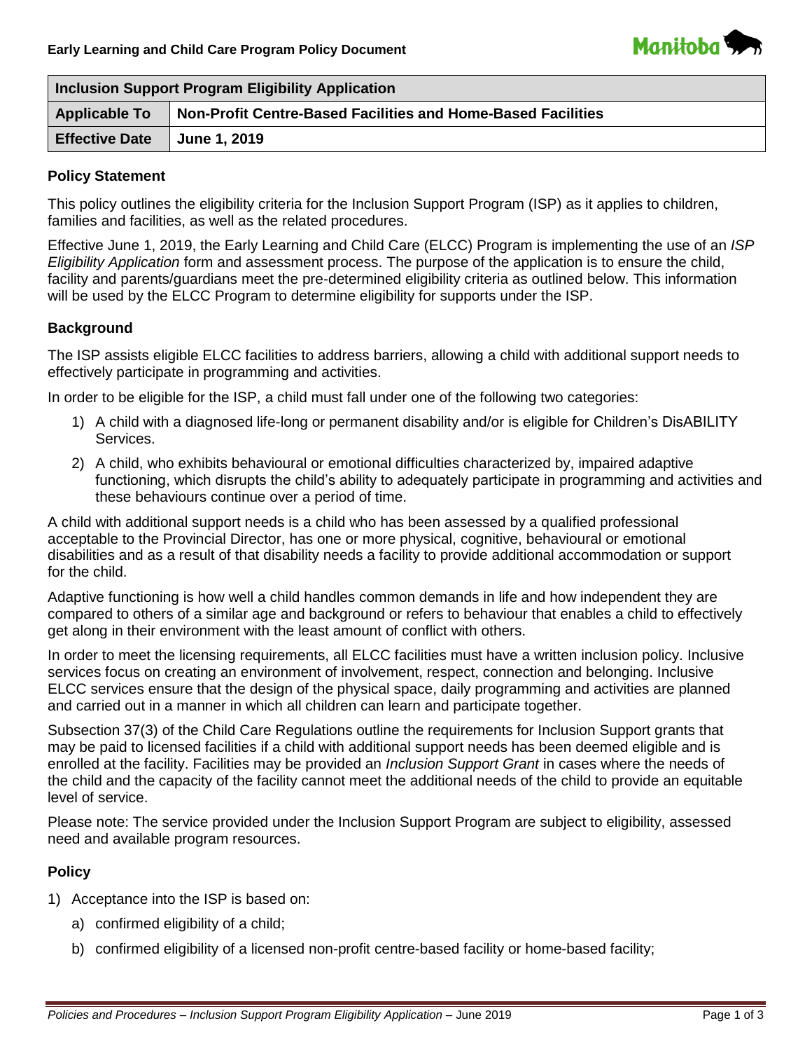Early Learning and Child Care Program Policy Document

| Inclusion Support Program Eligibility Application | |
|---|---|
| **Applicable To** | **Non-Profit Centre-Based Facilities and Home-Based Facilities** |
| **Effective Date** | **June 1, 2019** |

### Policy Statement

This policy outlines the eligibility criteria for the Inclusion Support Program (ISP) as it applies to children, families and facilities, as well as the related procedures.

Effective June 1, 2019, the Early Learning and Child Care (ELCC) Program is implementing the use of an *ISP Eligibility Application* form and assessment process. The purpose of the application is to ensure the child, facility and parents/guardians meet the pre-determined eligibility criteria as outlined below. This information will be used by the ELCC Program to determine eligibility for supports under the ISP.

### Background

The ISP assists eligible ELCC facilities to address barriers, allowing a child with additional support needs to effectively participate in programming and activities.

In order to be eligible for the ISP, a child must fall under one of the following two categories:

1) A child with a diagnosed life-long or permanent disability and/or is eligible for Children's DisABILITY Services.
2) A child, who exhibits behavioural or emotional difficulties characterized by, impaired adaptive functioning, which disrupts the child's ability to adequately participate in programming and activities and these behaviours continue over a period of time.

A child with additional support needs is a child who has been assessed by a qualified professional acceptable to the Provincial Director, has one or more physical, cognitive, behavioural or emotional disabilities and as a result of that disability needs a facility to provide additional accommodation or support for the child.

Adaptive functioning is how well a child handles common demands in life and how independent they are compared to others of a similar age and background or refers to behaviour that enables a child to effectively get along in their environment with the least amount of conflict with others.

In order to meet the licensing requirements, all ELCC facilities must have a written inclusion policy. Inclusive services focus on creating an environment of involvement, respect, connection and belonging. Inclusive ELCC services ensure that the design of the physical space, daily programming and activities are planned and carried out in a manner in which all children can learn and participate together.

Subsection 37(3) of the Child Care Regulations outline the requirements for Inclusion Support grants that may be paid to licensed facilities if a child with additional support needs has been deemed eligible and is enrolled at the facility. Facilities may be provided an *Inclusion Support Grant* in cases where the needs of the child and the capacity of the facility cannot meet the additional needs of the child to provide an equitable level of service.

Please note: The service provided under the Inclusion Support Program are subject to eligibility, assessed need and available program resources.

### Policy

1) Acceptance into the ISP is based on:
   a) confirmed eligibility of a child;
   b) confirmed eligibility of a licensed non-profit centre-based facility or home-based facility;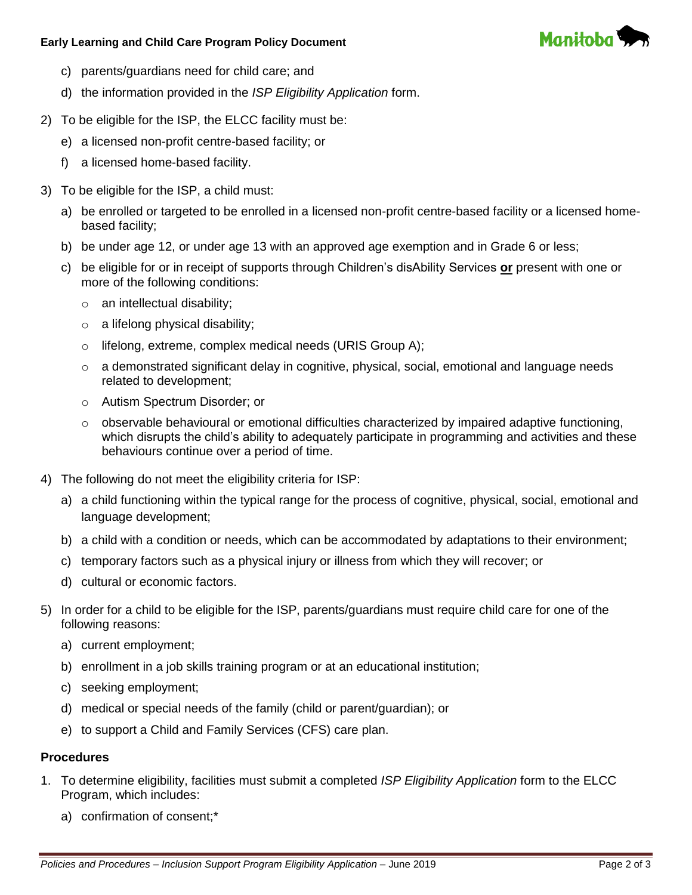c) parents/guardians need for child care; and

d) the information provided in the *ISP Eligibility Application* form.

2) To be eligible for the ISP, the ELCC facility must be:

   e) a licensed non-profit centre-based facility; or

   f) a licensed home-based facility.

3) To be eligible for the ISP, a child must:

   a) be enrolled or targeted to be enrolled in a licensed non-profit centre-based facility or a licensed home-based facility;

   b) be under age 12, or under age 13 with an approved age exemption and in Grade 6 or less;

   c) be eligible for or in receipt of supports through Children's disAbility Services **or** present with one or more of the following conditions:

      - an intellectual disability;
      - a lifelong physical disability;
      - lifelong, extreme, complex medical needs (URIS Group A);
      - a demonstrated significant delay in cognitive, physical, social, emotional and language needs related to development;
      - Autism Spectrum Disorder; or
      - observable behavioural or emotional difficulties characterized by impaired adaptive functioning, which disrupts the child's ability to adequately participate in programming and activities and these behaviours continue over a period of time.

4) The following do not meet the eligibility criteria for ISP:

   a) a child functioning within the typical range for the process of cognitive, physical, social, emotional and language development;

   b) a child with a condition or needs, which can be accommodated by adaptations to their environment;

   c) temporary factors such as a physical injury or illness from which they will recover; or

   d) cultural or economic factors.

5) In order for a child to be eligible for the ISP, parents/guardians must require child care for one of the following reasons:

   a) current employment;

   b) enrollment in a job skills training program or at an educational institution;

   c) seeking employment;

   d) medical or special needs of the family (child or parent/guardian); or

   e) to support a Child and Family Services (CFS) care plan.

## Procedures

1. To determine eligibility, facilities must submit a completed *ISP Eligibility Application* form to the ELCC Program, which includes:

   a) confirmation of consent;*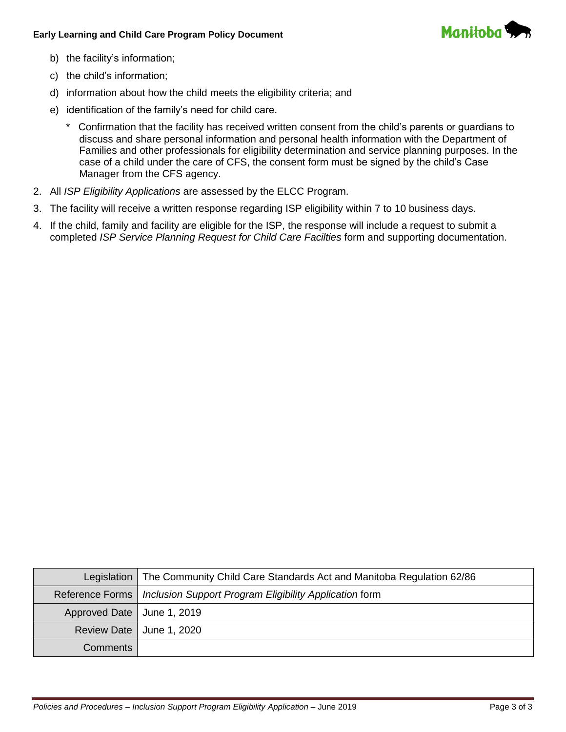b) the facility's information;

c) the child's information;

d) information about how the child meets the eligibility criteria; and

e) identification of the family's need for child care.

   * Confirmation that the facility has received written consent from the child's parents or guardians to discuss and share personal information and personal health information with the Department of Families and other professionals for eligibility determination and service planning purposes. In the case of a child under the care of CFS, the consent form must be signed by the child's Case Manager from the CFS agency.

2. All *ISP Eligibility Applications* are assessed by the ELCC Program.
3. The facility will receive a written response regarding ISP eligibility within 7 to 10 business days.
4. If the child, family and facility are eligible for the ISP, the response will include a request to submit a completed *ISP Service Planning Request for Child Care Facilties* form and supporting documentation.

| | |
|---|---|
| Legislation | The Community Child Care Standards Act and Manitoba Regulation 62/86 |
| Reference Forms | *Inclusion Support Program Eligibility Application* form |
| Approved Date | June 1, 2019 |
| Review Date | June 1, 2020 |
| Comments | |